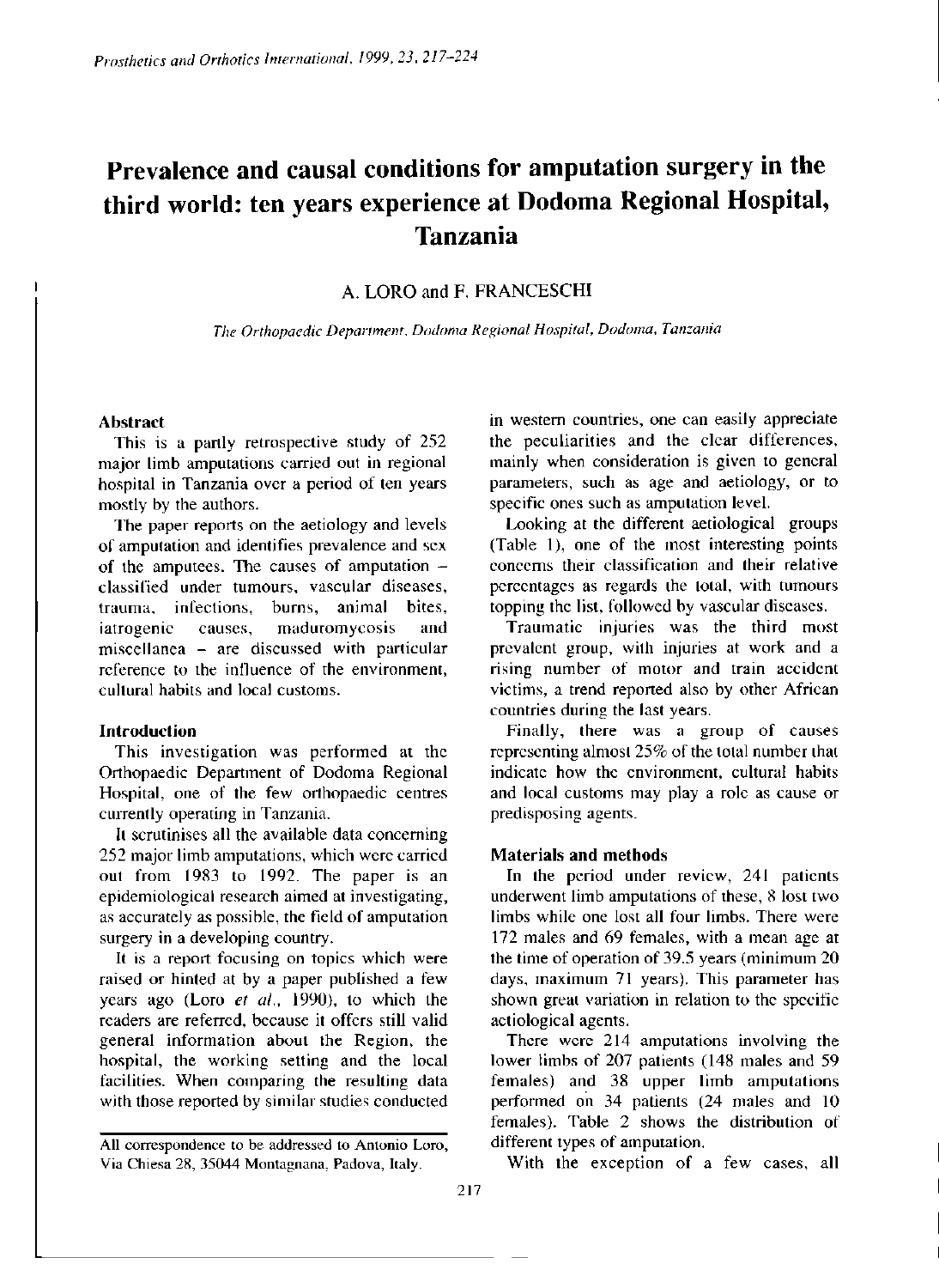# Prevalence and causal conditions for amputation surgery in the third world: ten years experience at Dodoma Regional Hospital, Tanzania

A. LORO and F. FRANCESCHI

*The Orthopaedic Department, Dodoma Regional Hospital, Dodoma, Tanzania*

## Abstract

This is a partly retrospective study of 252 major limb amputations carried out in regional hospital in Tanzania over a period of ten years mostly by the authors.

The paper reports on the aetiology and levels of amputation and identifies prevalence and sex of the amputees. The causes of amputation – classified under tumours, vascular diseases, trauma, infections, burns, animal bites, iatrogenic causes, maduromycosis and miscellanea – are discussed with particular reference to the influence of the environment, cultural habits and local customs.

## Introduction

This investigation was performed at the Orthopaedic Department of Dodoma Regional Hospital, one of the few orthopaedic centres currently operating in Tanzania.

It scrutinises all the available data concerning 252 major limb amputations, which were carried out from 1983 to 1992. The paper is an epidemiological research aimed at investigating, as accurately as possible, the field of amputation surgery in a developing country.

It is a report focusing on topics which were raised or hinted at by a paper published a few years ago (Loro *et al.*, 1990), to which the readers are referred, because it offers still valid general information about the Region, the hospital, the working setting and the local facilities. When comparing the resulting data with those reported by similar studies conducted in western countries, one can easily appreciate the peculiarities and the clear differences, mainly when consideration is given to general parameters, such as age and aetiology, or to specific ones such as amputation level.

Looking at the different aetiological groups (Table 1), one of the most interesting points concerns their classification and their relative percentages as regards the total, with tumours topping the list, followed by vascular diseases.

Traumatic injuries was the third most prevalent group, with injuries at work and a rising number of motor and train accident victims, a trend reported also by other African countries during the last years.

Finally, there was a group of causes representing almost 25% of the total number that indicate how the environment, cultural habits and local customs may play a role as cause or predisposing agents.

## Materials and methods

In the period under review, 241 patients underwent limb amputations of these, 8 lost two limbs while one lost all four limbs. There were 172 males and 69 females, with a mean age at the time of operation of 39.5 years (minimum 20 days, maximum 71 years). This parameter has shown great variation in relation to the specific aetiological agents.

There were 214 amputations involving the lower limbs of 207 patients (148 males and 59 females) and 38 upper limb amputations performed on 34 patients (24 males and 10 females). Table 2 shows the distribution of different types of amputation.

With the exception of a few cases, all

All correspondence to be addressed to Antonio Loro, Via Chiesa 28, 35044 Montagnana, Padova, Italy.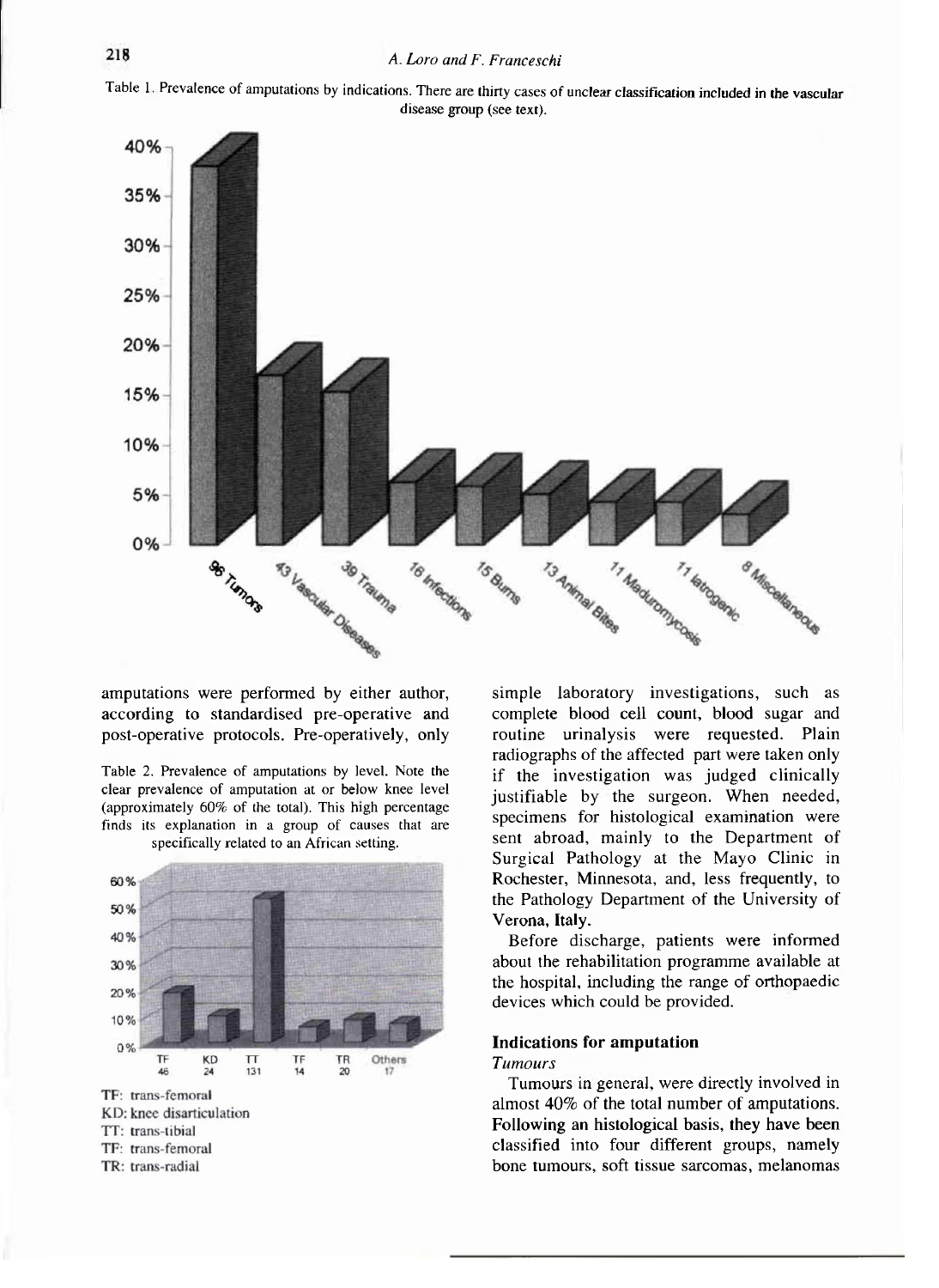Table 1. Prevalence of amputations by indications. There are thirty cases of unclear classification included in the vascular disease group (see text).

amputations were performed by either author, according to standardised pre-operative and post-operative protocols. Pre-operatively, only simple laboratory investigations, such as complete blood cell count, blood sugar and routine urinalysis were requested. Plain radiographs of the affected part were taken only if the investigation was judged clinically justifiable by the surgeon. When needed, specimens for histological examination were sent abroad, mainly to the Department of Surgical Pathology at the Mayo Clinic in Rochester, Minnesota, and, less frequently, to the Pathology Department of the University of Verona, Italy.

Table 2. Prevalence of amputations by level. Note the clear prevalence of amputation at or below knee level (approximately 60% of the total). This high percentage finds its explanation in a group of causes that are specifically related to an African setting.

TF: trans-femoral
KD: knee disarticulation
TT: trans-tibial
TF: trans-femoral
TR: trans-radial

Before discharge, patients were informed about the rehabilitation programme available at the hospital, including the range of orthopaedic devices which could be provided.

## Indications for amputation

### *Tumours*

Tumours in general, were directly involved in almost 40% of the total number of amputations. Following an histological basis, they have been classified into four different groups, namely bone tumours, soft tissue sarcomas, melanomas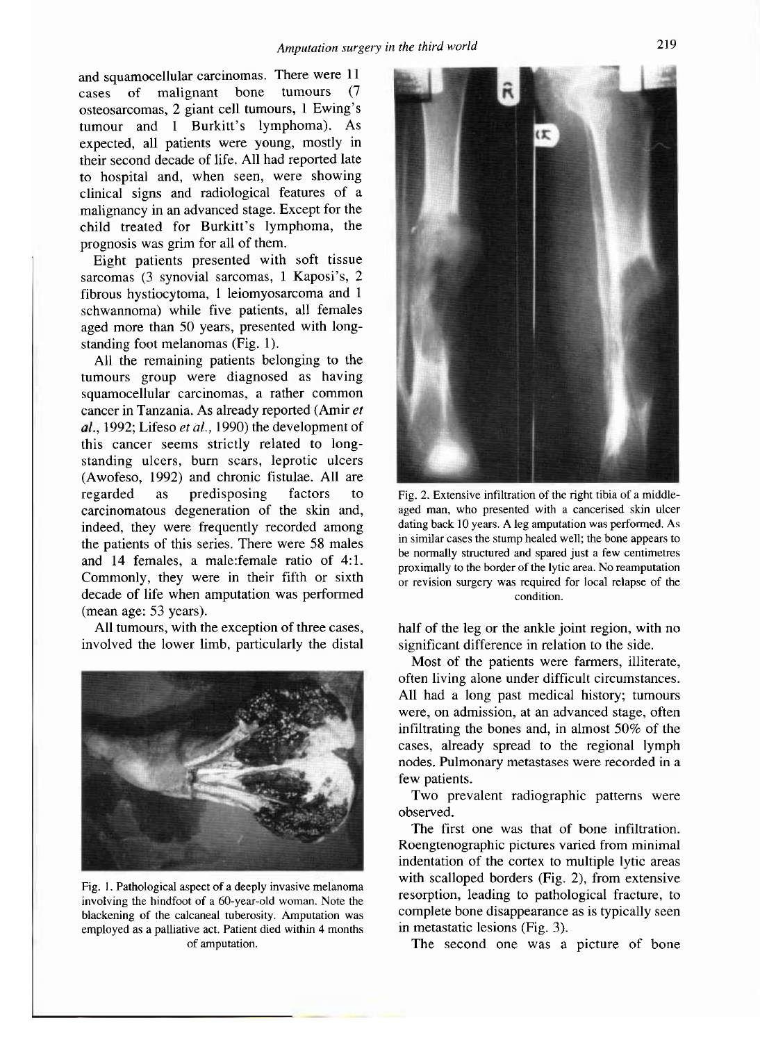and squamocellular carcinomas. There were 11 cases of malignant bone tumours (7 osteosarcomas, 2 giant cell tumours, 1 Ewing's tumour and 1 Burkitt's lymphoma). As expected, all patients were young, mostly in their second decade of life. All had reported late to hospital and, when seen, were showing clinical signs and radiological features of a malignancy in an advanced stage. Except for the child treated for Burkitt's lymphoma, the prognosis was grim for all of them.

Eight patients presented with soft tissue sarcomas (3 synovial sarcomas, 1 Kaposi's, 2 fibrous hystiocytoma, 1 leiomyosarcoma and 1 schwannoma) while five patients, all females aged more than 50 years, presented with long-standing foot melanomas (Fig. 1).

All the remaining patients belonging to the tumours group were diagnosed as having squamocellular carcinomas, a rather common cancer in Tanzania. As already reported (Amir *et al.*, 1992; Lifeso *et al.*, 1990) the development of this cancer seems strictly related to long-standing ulcers, burn scars, leprotic ulcers (Awofeso, 1992) and chronic fistulae. All are regarded as predisposing factors to carcinomatous degeneration of the skin and, indeed, they were frequently recorded among the patients of this series. There were 58 males and 14 females, a male:female ratio of 4:1. Commonly, they were in their fifth or sixth decade of life when amputation was performed (mean age: 53 years).

All tumours, with the exception of three cases, involved the lower limb, particularly the distal half of the leg or the ankle joint region, with no significant difference in relation to the side.

Fig. 1. Pathological aspect of a deeply invasive melanoma involving the hindfoot of a 60-year-old woman. Note the blackening of the calcaneal tuberosity. Amputation was employed as a palliative act. Patient died within 4 months of amputation.

Fig. 2. Extensive infiltration of the right tibia of a middle-aged man, who presented with a cancerised skin ulcer dating back 10 years. A leg amputation was performed. As in similar cases the stump healed well; the bone appears to be normally structured and spared just a few centimetres proximally to the border of the lytic area. No reamputation or revision surgery was required for local relapse of the condition.

Most of the patients were farmers, illiterate, often living alone under difficult circumstances. All had a long past medical history; tumours were, on admission, at an advanced stage, often infiltrating the bones and, in almost 50% of the cases, already spread to the regional lymph nodes. Pulmonary metastases were recorded in a few patients.

Two prevalent radiographic patterns were observed.

The first one was that of bone infiltration. Roengtenographic pictures varied from minimal indentation of the cortex to multiple lytic areas with scalloped borders (Fig. 2), from extensive resorption, leading to pathological fracture, to complete bone disappearance as is typically seen in metastatic lesions (Fig. 3).

The second one was a picture of bone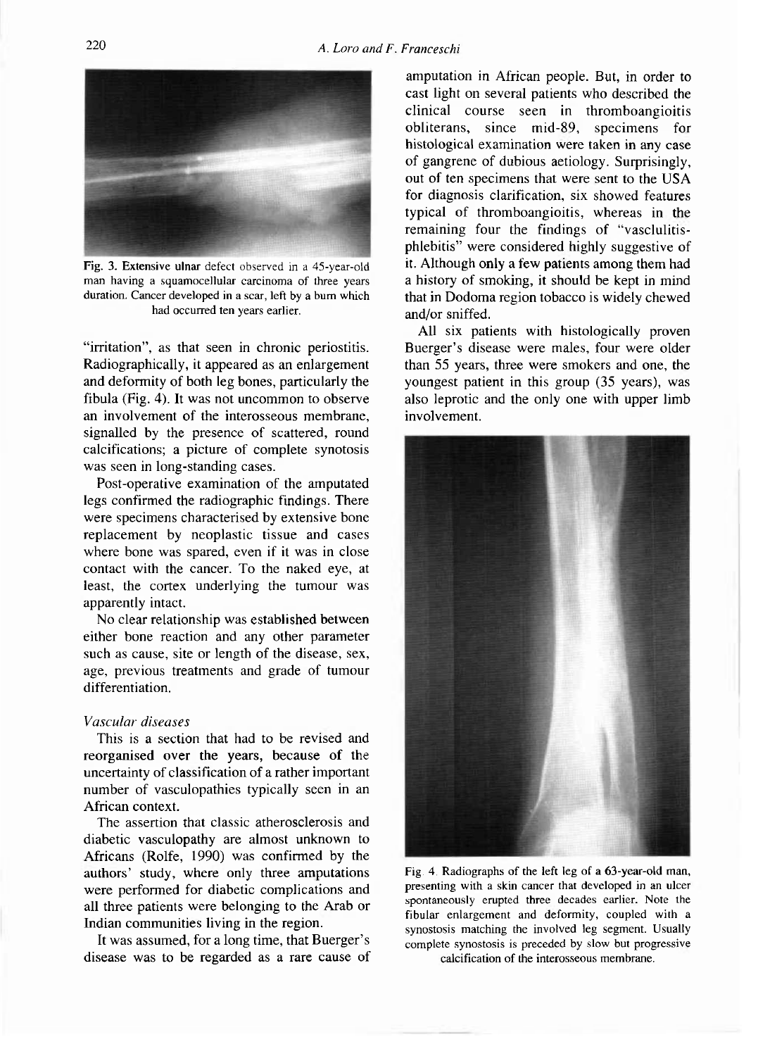Fig. 3. Extensive ulnar defect observed in a 45-year-old man having a squamocellular carcinoma of three years duration. Cancer developed in a scar, left by a burn which had occurred ten years earlier.

"irritation", as that seen in chronic periostitis. Radiographically, it appeared as an enlargement and deformity of both leg bones, particularly the fibula (Fig. 4). It was not uncommon to observe an involvement of the interosseous membrane, signalled by the presence of scattered, round calcifications; a picture of complete synotosis was seen in long-standing cases.

Post-operative examination of the amputated legs confirmed the radiographic findings. There were specimens characterised by extensive bone replacement by neoplastic tissue and cases where bone was spared, even if it was in close contact with the cancer. To the naked eye, at least, the cortex underlying the tumour was apparently intact.

No clear relationship was established between either bone reaction and any other parameter such as cause, site or length of the disease, sex, age, previous treatments and grade of tumour differentiation.

### *Vascular diseases*

This is a section that had to be revised and reorganised over the years, because of the uncertainty of classification of a rather important number of vasculopathies typically seen in an African context.

The assertion that classic atherosclerosis and diabetic vasculopathy are almost unknown to Africans (Rolfe, 1990) was confirmed by the authors' study, where only three amputations were performed for diabetic complications and all three patients were belonging to the Arab or Indian communities living in the region.

It was assumed, for a long time, that Buerger's disease was to be regarded as a rare cause of amputation in African people. But, in order to cast light on several patients who described the clinical course seen in thromboangioitis obliterans, since mid-89, specimens for histological examination were taken in any case of gangrene of dubious aetiology. Surprisingly, out of ten specimens that were sent to the USA for diagnosis clarification, six showed features typical of thromboangioitis, whereas in the remaining four the findings of "vasclulitis-phlebitis" were considered highly suggestive of it. Although only a few patients among them had a history of smoking, it should be kept in mind that in Dodoma region tobacco is widely chewed and/or sniffed.

All six patients with histologically proven Buerger's disease were males, four were older than 55 years, three were smokers and one, the youngest patient in this group (35 years), was also leprotic and the only one with upper limb involvement.

Fig. 4. Radiographs of the left leg of a 63-year-old man, presenting with a skin cancer that developed in an ulcer spontaneously erupted three decades earlier. Note the fibular enlargement and deformity, coupled with a synostosis matching the involved leg segment. Usually complete synostosis is preceded by slow but progressive calcification of the interosseous membrane.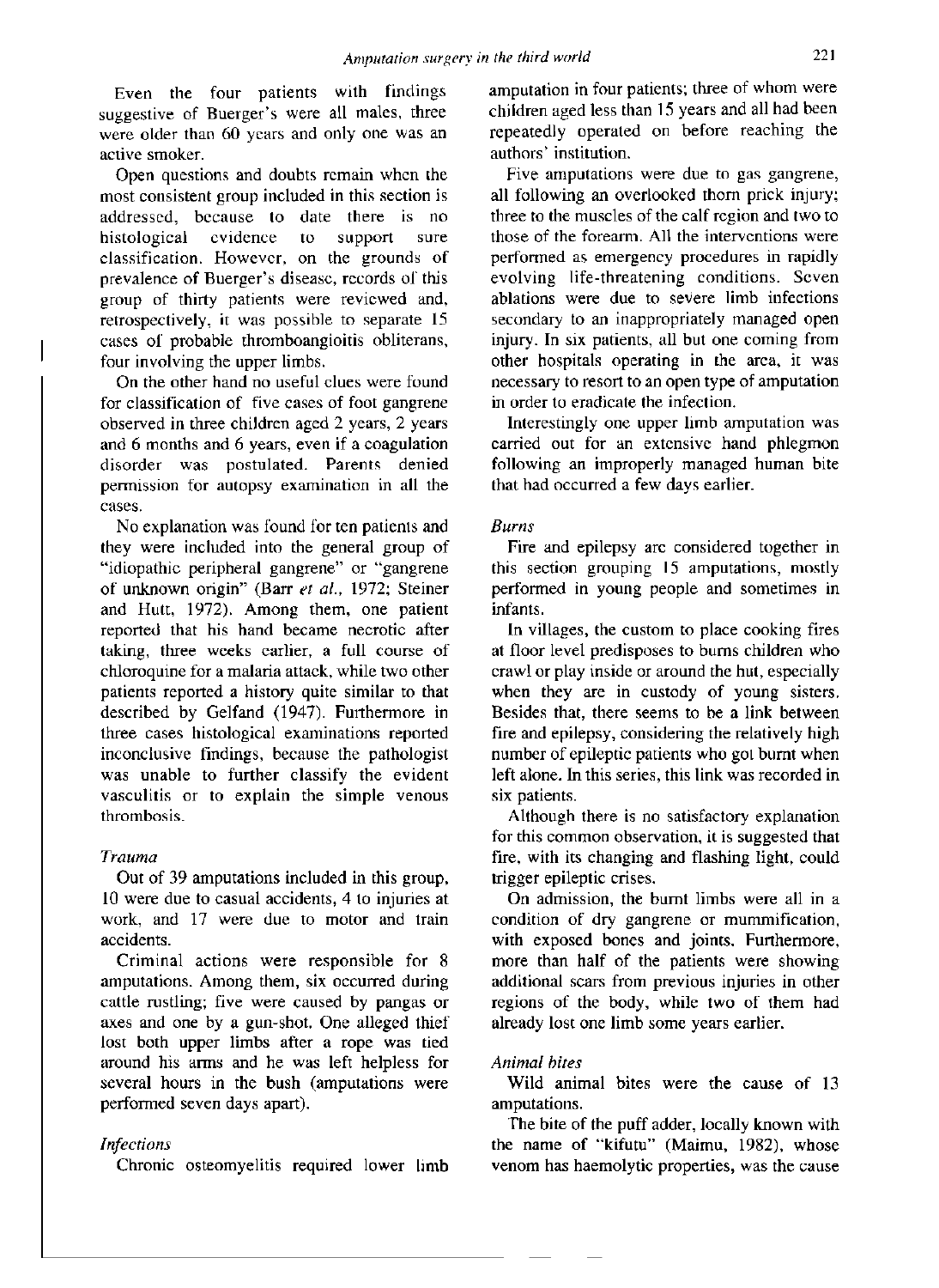Even the four patients with findings suggestive of Buerger's were all males, three were older than 60 years and only one was an active smoker.

Open questions and doubts remain when the most consistent group included in this section is addressed, because to date there is no histological evidence to support sure classification. However, on the grounds of prevalence of Buerger's disease, records of this group of thirty patients were reviewed and, retrospectively, it was possible to separate 15 cases of probable thromboangioitis obliterans, four involving the upper limbs.

On the other hand no useful clues were found for classification of five cases of foot gangrene observed in three children aged 2 years, 2 years and 6 months and 6 years, even if a coagulation disorder was postulated. Parents denied permission for autopsy examination in all the cases.

No explanation was found for ten patients and they were included into the general group of "idiopathic peripheral gangrene" or "gangrene of unknown origin" (Barr *et al.*, 1972; Steiner and Hutt, 1972). Among them, one patient reported that his hand became necrotic after taking, three weeks earlier, a full course of chloroquine for a malaria attack, while two other patients reported a history quite similar to that described by Gelfand (1947). Furthermore in three cases histological examinations reported inconclusive findings, because the pathologist was unable to further classify the evident vasculitis or to explain the simple venous thrombosis.

*Trauma*

Out of 39 amputations included in this group, 10 were due to casual accidents, 4 to injuries at work, and 17 were due to motor and train accidents.

Criminal actions were responsible for 8 amputations. Among them, six occurred during cattle rustling; five were caused by pangas or axes and one by a gun-shot. One alleged thief lost both upper limbs after a rope was tied around his arms and he was left helpless for several hours in the bush (amputations were performed seven days apart).

*Infections*

Chronic osteomyelitis required lower limb amputation in four patients; three of whom were children aged less than 15 years and all had been repeatedly operated on before reaching the authors' institution.

Five amputations were due to gas gangrene, all following an overlooked thorn prick injury; three to the muscles of the calf region and two to those of the forearm. All the interventions were performed as emergency procedures in rapidly evolving life-threatening conditions. Seven ablations were due to severe limb infections secondary to an inappropriately managed open injury. In six patients, all but one coming from other hospitals operating in the area, it was necessary to resort to an open type of amputation in order to eradicate the infection.

Interestingly one upper limb amputation was carried out for an extensive hand phlegmon following an improperly managed human bite that had occurred a few days earlier.

*Burns*

Fire and epilepsy are considered together in this section grouping 15 amputations, mostly performed in young people and sometimes in infants.

In villages, the custom to place cooking fires at floor level predisposes to burns children who crawl or play inside or around the hut, especially when they are in custody of young sisters. Besides that, there seems to be a link between fire and epilepsy, considering the relatively high number of epileptic patients who got burnt when left alone. In this series, this link was recorded in six patients.

Although there is no satisfactory explanation for this common observation, it is suggested that fire, with its changing and flashing light, could trigger epileptic crises.

On admission, the burnt limbs were all in a condition of dry gangrene or mummification, with exposed bones and joints. Furthermore, more than half of the patients were showing additional scars from previous injuries in other regions of the body, while two of them had already lost one limb some years earlier.

*Animal bites*

Wild animal bites were the cause of 13 amputations.

The bite of the puff adder, locally known with the name of "kifutu" (Maimu, 1982), whose venom has haemolytic properties, was the cause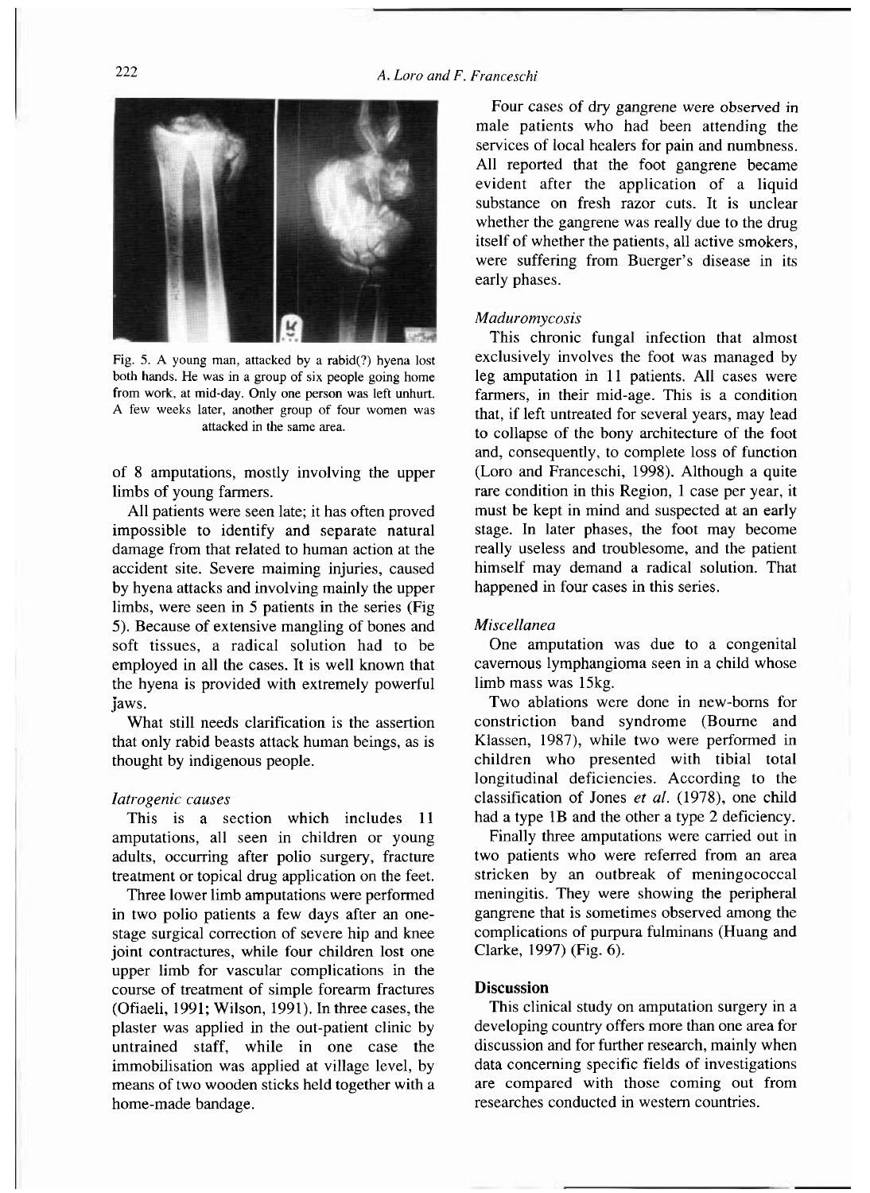Fig. 5. A young man, attacked by a rabid(?) hyena lost both hands. He was in a group of six people going home from work, at mid-day. Only one person was left unhurt. A few weeks later, another group of four women was attacked in the same area.

of 8 amputations, mostly involving the upper limbs of young farmers.

All patients were seen late; it has often proved impossible to identify and separate natural damage from that related to human action at the accident site. Severe maiming injuries, caused by hyena attacks and involving mainly the upper limbs, were seen in 5 patients in the series (Fig 5). Because of extensive mangling of bones and soft tissues, a radical solution had to be employed in all the cases. It is well known that the hyena is provided with extremely powerful jaws.

What still needs clarification is the assertion that only rabid beasts attack human beings, as is thought by indigenous people.

*Iatrogenic causes*

This is a section which includes 11 amputations, all seen in children or young adults, occurring after polio surgery, fracture treatment or topical drug application on the feet.

Three lower limb amputations were performed in two polio patients a few days after an one-stage surgical correction of severe hip and knee joint contractures, while four children lost one upper limb for vascular complications in the course of treatment of simple forearm fractures (Ofiaeli, 1991; Wilson, 1991). In three cases, the plaster was applied in the out-patient clinic by untrained staff, while in one case the immobilisation was applied at village level, by means of two wooden sticks held together with a home-made bandage.

Four cases of dry gangrene were observed in male patients who had been attending the services of local healers for pain and numbness. All reported that the foot gangrene became evident after the application of a liquid substance on fresh razor cuts. It is unclear whether the gangrene was really due to the drug itself of whether the patients, all active smokers, were suffering from Buerger's disease in its early phases.

*Maduromycosis*

This chronic fungal infection that almost exclusively involves the foot was managed by leg amputation in 11 patients. All cases were farmers, in their mid-age. This is a condition that, if left untreated for several years, may lead to collapse of the bony architecture of the foot and, consequently, to complete loss of function (Loro and Franceschi, 1998). Although a quite rare condition in this Region, 1 case per year, it must be kept in mind and suspected at an early stage. In later phases, the foot may become really useless and troublesome, and the patient himself may demand a radical solution. That happened in four cases in this series.

*Miscellanea*

One amputation was due to a congenital cavernous lymphangioma seen in a child whose limb mass was 15kg.

Two ablations were done in new-borns for constriction band syndrome (Bourne and Klassen, 1987), while two were performed in children who presented with tibial total longitudinal deficiencies. According to the classification of Jones *et al.* (1978), one child had a type 1B and the other a type 2 deficiency.

Finally three amputations were carried out in two patients who were referred from an area stricken by an outbreak of meningococcal meningitis. They were showing the peripheral gangrene that is sometimes observed among the complications of purpura fulminans (Huang and Clarke, 1997) (Fig. 6).

## Discussion

This clinical study on amputation surgery in a developing country offers more than one area for discussion and for further research, mainly when data concerning specific fields of investigations are compared with those coming out from researches conducted in western countries.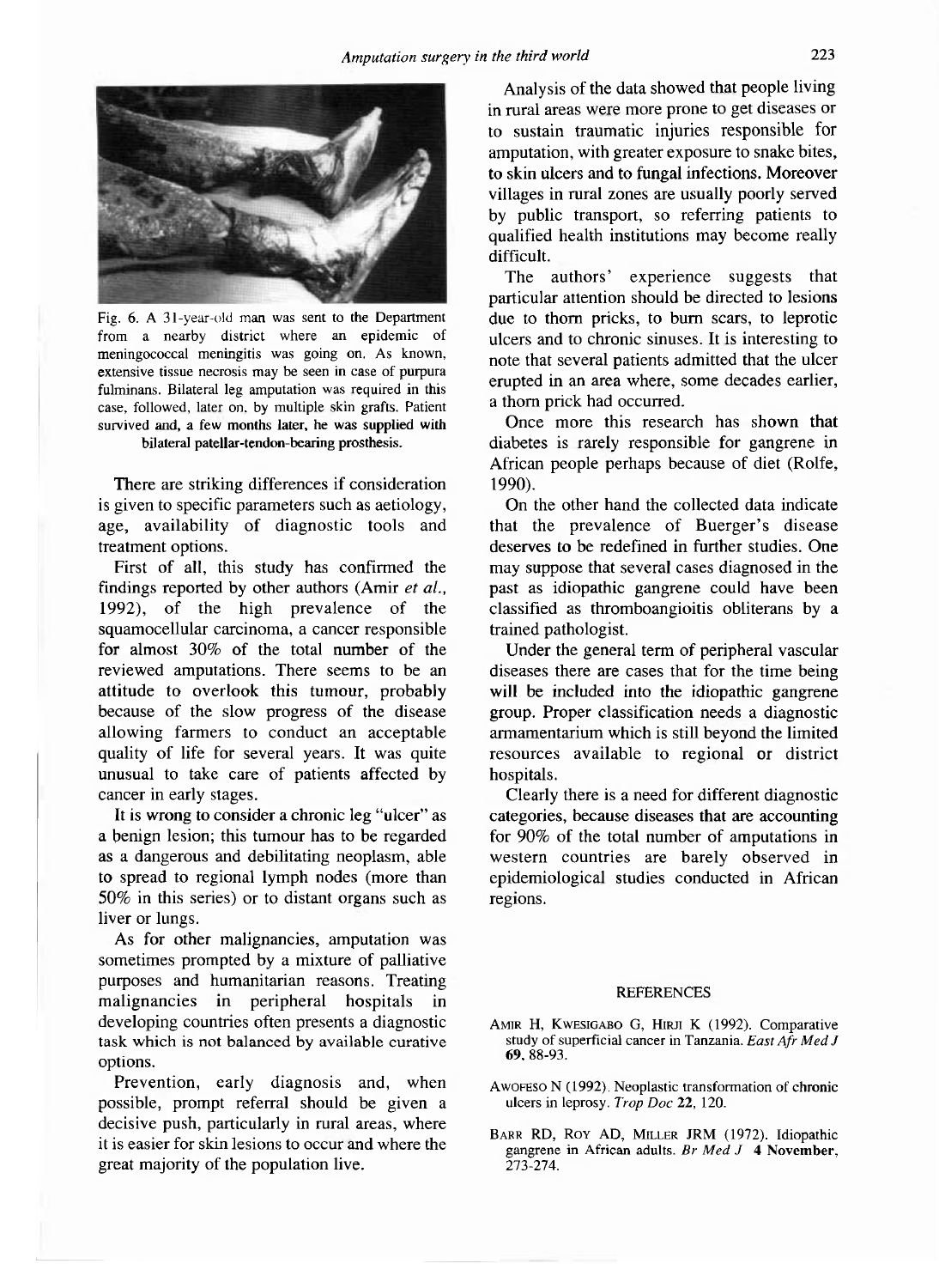Fig. 6. A 31-year-old man was sent to the Department from a nearby district where an epidemic of meningococcal meningitis was going on. As known, extensive tissue necrosis may be seen in case of purpura fulminans. Bilateral leg amputation was required in this case, followed, later on, by multiple skin grafts. Patient survived and, a few months later, he was supplied with bilateral patellar-tendon-bearing prosthesis.

There are striking differences if consideration is given to specific parameters such as aetiology, age, availability of diagnostic tools and treatment options.

First of all, this study has confirmed the findings reported by other authors (Amir *et al.*, 1992), of the high prevalence of the squamocellular carcinoma, a cancer responsible for almost 30% of the total number of the reviewed amputations. There seems to be an attitude to overlook this tumour, probably because of the slow progress of the disease allowing farmers to conduct an acceptable quality of life for several years. It was quite unusual to take care of patients affected by cancer in early stages.

It is wrong to consider a chronic leg "ulcer" as a benign lesion; this tumour has to be regarded as a dangerous and debilitating neoplasm, able to spread to regional lymph nodes (more than 50% in this series) or to distant organs such as liver or lungs.

As for other malignancies, amputation was sometimes prompted by a mixture of palliative purposes and humanitarian reasons. Treating malignancies in peripheral hospitals in developing countries often presents a diagnostic task which is not balanced by available curative options.

Prevention, early diagnosis and, when possible, prompt referral should be given a decisive push, particularly in rural areas, where it is easier for skin lesions to occur and where the great majority of the population live.

Analysis of the data showed that people living in rural areas were more prone to get diseases or to sustain traumatic injuries responsible for amputation, with greater exposure to snake bites, to skin ulcers and to fungal infections. Moreover villages in rural zones are usually poorly served by public transport, so referring patients to qualified health institutions may become really difficult.

The authors' experience suggests that particular attention should be directed to lesions due to thorn pricks, to burn scars, to leprotic ulcers and to chronic sinuses. It is interesting to note that several patients admitted that the ulcer erupted in an area where, some decades earlier, a thorn prick had occurred.

Once more this research has shown that diabetes is rarely responsible for gangrene in African people perhaps because of diet (Rolfe, 1990).

On the other hand the collected data indicate that the prevalence of Buerger's disease deserves to be redefined in further studies. One may suppose that several cases diagnosed in the past as idiopathic gangrene could have been classified as thromboangioitis obliterans by a trained pathologist.

Under the general term of peripheral vascular diseases there are cases that for the time being will be included into the idiopathic gangrene group. Proper classification needs a diagnostic armamentarium which is still beyond the limited resources available to regional or district hospitals.

Clearly there is a need for different diagnostic categories, because diseases that are accounting for 90% of the total number of amputations in western countries are barely observed in epidemiological studies conducted in African regions.

## REFERENCES

Amir H, Kwesigabo G, Hirji K (1992). Comparative study of superficial cancer in Tanzania. *East Afr Med J* **69**, 88-93.

Awofeso N (1992). Neoplastic transformation of chronic ulcers in leprosy. *Trop Doc* **22**, 120.

Barr RD, Roy AD, Miller JRM (1972). Idiopathic gangrene in African adults. *Br Med J* **4 November**, 273-274.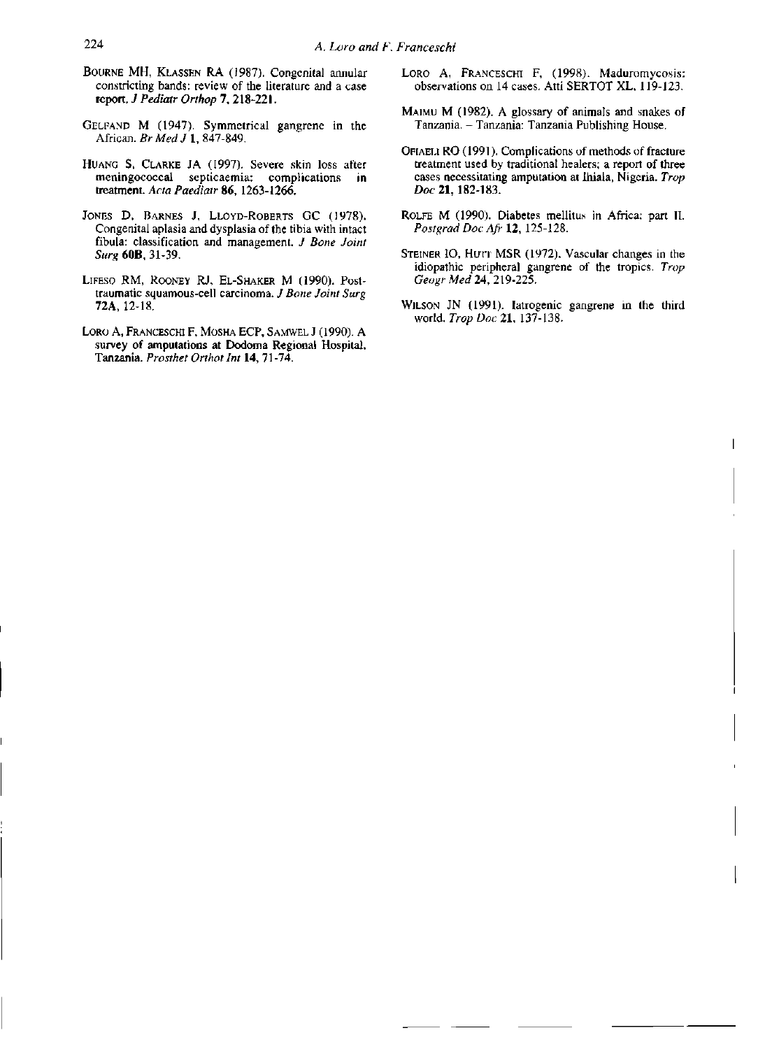Bourne MH, Klassen RA (1987). Congenital annular constricting bands: review of the literature and a case report. *J Pediatr Orthop* **7**, 218-221.

Gelfand M (1947). Symmetrical gangrene in the African. *Br Med J* **1**, 847-849.

Huang S, Clarke JA (1997). Severe skin loss after meningococcal septicaemia: complications in treatment. *Acta Paediatr* **86**, 1263-1266.

Jones D, Barnes J, Lloyd-Roberts GC (1978). Congenital aplasia and dysplasia of the tibia with intact fibula: classification and management. *J Bone Joint Surg* **60B**, 31-39.

Lifeso RM, Rooney RJ, El-Shaker M (1990). Post-traumatic squamous-cell carcinoma. *J Bone Joint Surg* **72A**, 12-18.

Loro A, Franceschi F, Mosha ECP, Samwel J (1990). A survey of amputations at Dodoma Regional Hospital, Tanzania. *Prosthet Orthot Int* **14**, 71-74.

Loro A, Franceschi F, (1998). Maduromycosis: observations on 14 cases. Atti SERTOT XL, 119-123.

Maimu M (1982). A glossary of animals and snakes of Tanzania. – Tanzania: Tanzania Publishing House.

Ofiaeli RO (1991). Complications of methods of fracture treatment used by traditional healers; a report of three cases necessitating amputation at Ihiala, Nigeria. *Trop Doc* **21**, 182-183.

Rolfe M (1990). Diabetes mellitus in Africa: part II. *Postgrad Doc Afr* **12**, 125-128.

Steiner IO, Hutt MSR (1972). Vascular changes in the idiopathic peripheral gangrene of the tropics. *Trop Geogr Med* **24**, 219-225.

Wilson JN (1991). Iatrogenic gangrene in the third world. *Trop Doc* **21**, 137-138.